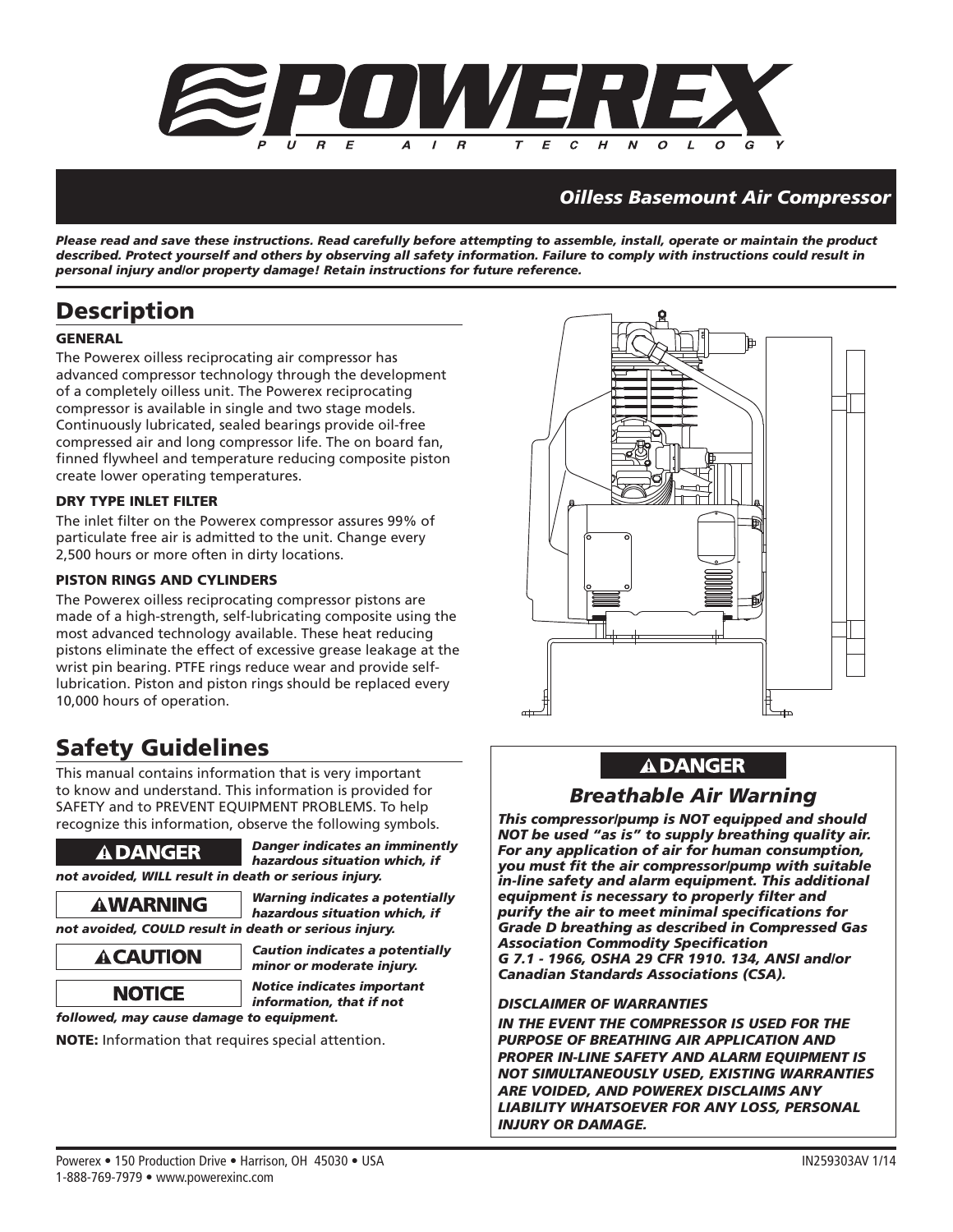# POWEREX

PURE AIR TECHNOLOGY

## *Oilless Basemount Air Compressor*

***Please read and save these instructions. Read carefully before attempting to assemble, install, operate or maintain the product described. Protect yourself and others by observing all safety information. Failure to comply with instructions could result in personal injury and/or property damage! Retain instructions for future reference.***

## Description

### GENERAL

The Powerex oilless reciprocating air compressor has advanced compressor technology through the development of a completely oilless unit. The Powerex reciprocating compressor is available in single and two stage models. Continuously lubricated, sealed bearings provide oil-free compressed air and long compressor life. The on board fan, finned flywheel and temperature reducing composite piston create lower operating temperatures.

### DRY TYPE INLET FILTER

The inlet filter on the Powerex compressor assures 99% of particulate free air is admitted to the unit. Change every 2,500 hours or more often in dirty locations.

### PISTON RINGS AND CYLINDERS

The Powerex oilless reciprocating compressor pistons are made of a high-strength, self-lubricating composite using the most advanced technology available. These heat reducing pistons eliminate the effect of excessive grease leakage at the wrist pin bearing. PTFE rings reduce wear and provide self-lubrication. Piston and piston rings should be replaced every 10,000 hours of operation.

## Safety Guidelines

This manual contains information that is very important to know and understand. This information is provided for SAFETY and to PREVENT EQUIPMENT PROBLEMS. To help recognize this information, observe the following symbols.

**⚠ DANGER** ***Danger indicates an imminently hazardous situation which, if not avoided, WILL result in death or serious injury.***

**⚠ WARNING** ***Warning indicates a potentially hazardous situation which, if not avoided, COULD result in death or serious injury.***

**⚠ CAUTION** ***Caution indicates a potentially minor or moderate injury.***

**NOTICE** ***Notice indicates important information, that if not followed, may cause damage to equipment.***

**NOTE:** Information that requires special attention.

**⚠ DANGER**

### *Breathable Air Warning*

***This compressor/pump is NOT equipped and should NOT be used "as is" to supply breathing quality air. For any application of air for human consumption, you must fit the air compressor/pump with suitable in-line safety and alarm equipment. This additional equipment is necessary to properly filter and purify the air to meet minimal specifications for Grade D breathing as described in Compressed Gas Association Commodity Specification G 7.1 - 1966, OSHA 29 CFR 1910. 134, ANSI and/or Canadian Standards Associations (CSA).***

***DISCLAIMER OF WARRANTIES***

***IN THE EVENT THE COMPRESSOR IS USED FOR THE PURPOSE OF BREATHING AIR APPLICATION AND PROPER IN-LINE SAFETY AND ALARM EQUIPMENT IS NOT SIMULTANEOUSLY USED, EXISTING WARRANTIES ARE VOIDED, AND POWEREX DISCLAIMS ANY LIABILITY WHATSOEVER FOR ANY LOSS, PERSONAL INJURY OR DAMAGE.***

Powerex • 150 Production Drive • Harrison, OH 45030 • USA
1-888-769-7979 • www.powerexinc.com

IN259303AV 1/14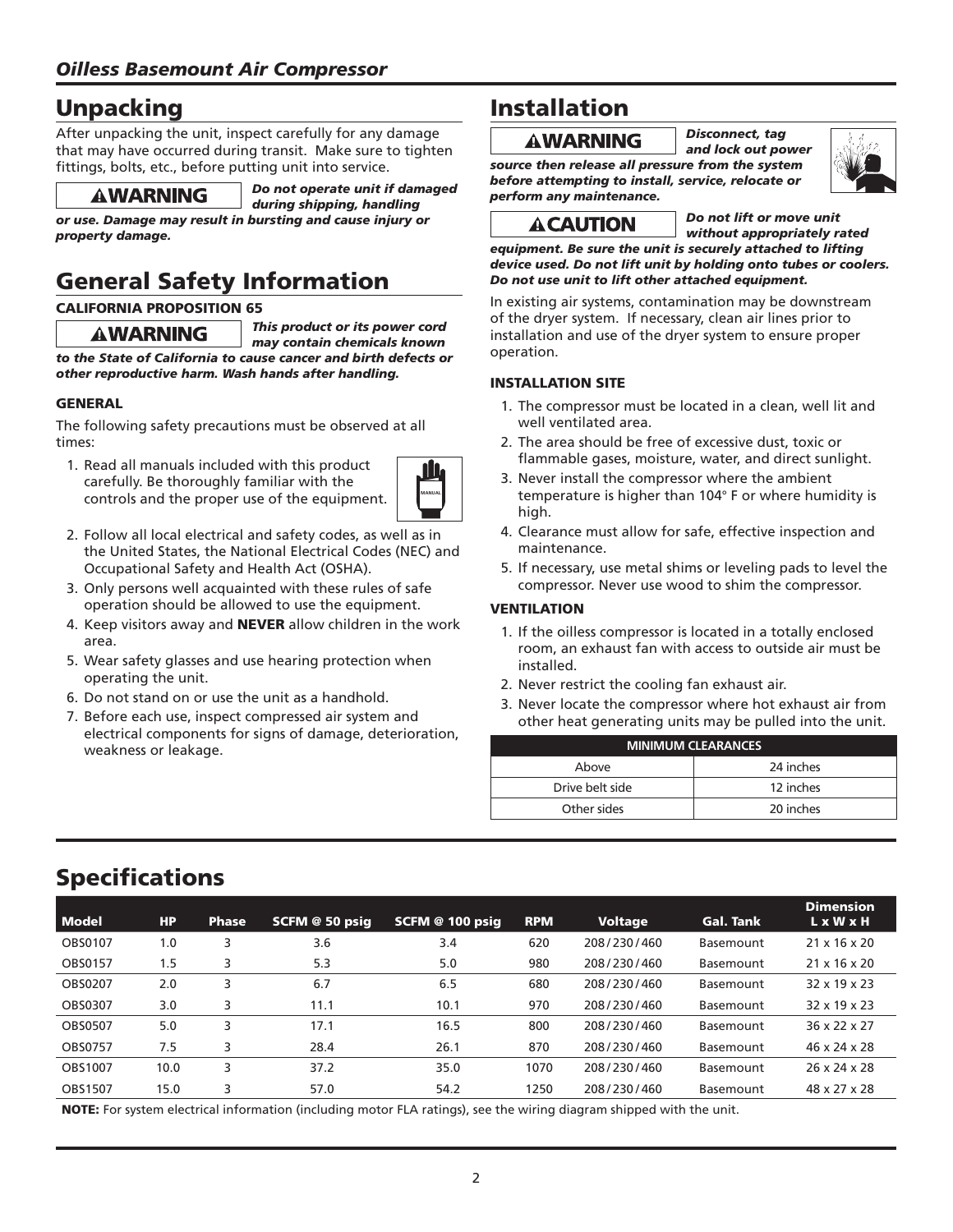## Unpacking

After unpacking the unit, inspect carefully for any damage that may have occurred during transit. Make sure to tighten fittings, bolts, etc., before putting unit into service.

**⚠WARNING** ***Do not operate unit if damaged during shipping, handling or use. Damage may result in bursting and cause injury or property damage.***

## General Safety Information

### CALIFORNIA PROPOSITION 65

**⚠WARNING** ***This product or its power cord may contain chemicals known to the State of California to cause cancer and birth defects or other reproductive harm. Wash hands after handling.***

### GENERAL

The following safety precautions must be observed at all times:

1. Read all manuals included with this product carefully. Be thoroughly familiar with the controls and the proper use of the equipment.
2. Follow all local electrical and safety codes, as well as in the United States, the National Electrical Codes (NEC) and Occupational Safety and Health Act (OSHA).
3. Only persons well acquainted with these rules of safe operation should be allowed to use the equipment.
4. Keep visitors away and **NEVER** allow children in the work area.
5. Wear safety glasses and use hearing protection when operating the unit.
6. Do not stand on or use the unit as a handhold.
7. Before each use, inspect compressed air system and electrical components for signs of damage, deterioration, weakness or leakage.

## Installation

**⚠WARNING** ***Disconnect, tag and lock out power source then release all pressure from the system before attempting to install, service, relocate or perform any maintenance.***

**⚠CAUTION** ***Do not lift or move unit without appropriately rated equipment. Be sure the unit is securely attached to lifting device used. Do not lift unit by holding onto tubes or coolers. Do not use unit to lift other attached equipment.***

In existing air systems, contamination may be downstream of the dryer system. If necessary, clean air lines prior to installation and use of the dryer system to ensure proper operation.

### INSTALLATION SITE

1. The compressor must be located in a clean, well lit and well ventilated area.
2. The area should be free of excessive dust, toxic or flammable gases, moisture, water, and direct sunlight.
3. Never install the compressor where the ambient temperature is higher than 104° F or where humidity is high.
4. Clearance must allow for safe, effective inspection and maintenance.
5. If necessary, use metal shims or leveling pads to level the compressor. Never use wood to shim the compressor.

### VENTILATION

1. If the oilless compressor is located in a totally enclosed room, an exhaust fan with access to outside air must be installed.
2. Never restrict the cooling fan exhaust air.
3. Never locate the compressor where hot exhaust air from other heat generating units may be pulled into the unit.

| MINIMUM CLEARANCES | |
|---|---|
| Above | 24 inches |
| Drive belt side | 12 inches |
| Other sides | 20 inches |

## Specifications

| Model | HP | Phase | SCFM @ 50 psig | SCFM @ 100 psig | RPM | Voltage | Gal. Tank | Dimension L x W x H |
|---|---|---|---|---|---|---|---|---|
| OBS0107 | 1.0 | 3 | 3.6 | 3.4 | 620 | 208/230/460 | Basemount | 21 x 16 x 20 |
| OBS0157 | 1.5 | 3 | 5.3 | 5.0 | 980 | 208/230/460 | Basemount | 21 x 16 x 20 |
| OBS0207 | 2.0 | 3 | 6.7 | 6.5 | 680 | 208/230/460 | Basemount | 32 x 19 x 23 |
| OBS0307 | 3.0 | 3 | 11.1 | 10.1 | 970 | 208/230/460 | Basemount | 32 x 19 x 23 |
| OBS0507 | 5.0 | 3 | 17.1 | 16.5 | 800 | 208/230/460 | Basemount | 36 x 22 x 27 |
| OBS0757 | 7.5 | 3 | 28.4 | 26.1 | 870 | 208/230/460 | Basemount | 46 x 24 x 28 |
| OBS1007 | 10.0 | 3 | 37.2 | 35.0 | 1070 | 208/230/460 | Basemount | 26 x 24 x 28 |
| OBS1507 | 15.0 | 3 | 57.0 | 54.2 | 1250 | 208/230/460 | Basemount | 48 x 27 x 28 |

**NOTE:** For system electrical information (including motor FLA ratings), see the wiring diagram shipped with the unit.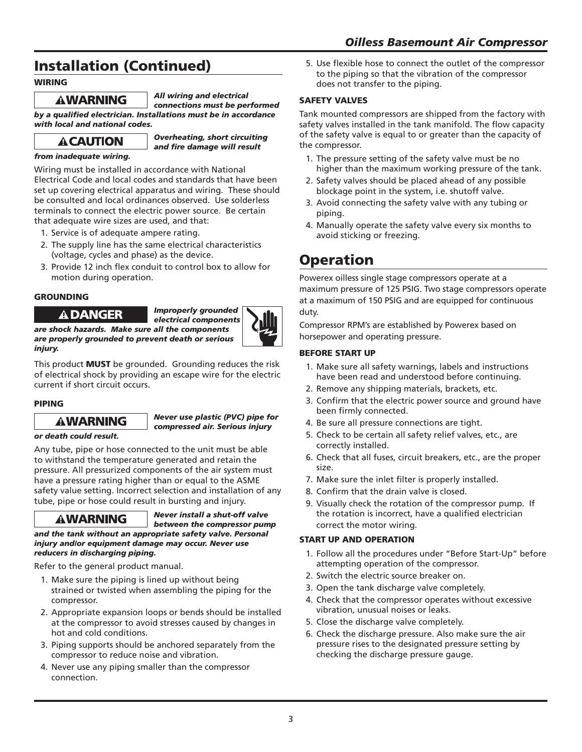# Installation (Continued)

### WIRING

**⚠WARNING** ***All wiring and electrical connections must be performed by a qualified electrician. Installations must be in accordance with local and national codes.***

**⚠CAUTION** ***Overheating, short circuiting and fire damage will result from inadequate wiring.***

Wiring must be installed in accordance with National Electrical Code and local codes and standards that have been set up covering electrical apparatus and wiring. These should be consulted and local ordinances observed. Use solderless terminals to connect the electric power source. Be certain that adequate wire sizes are used, and that:

1. Service is of adequate ampere rating.
2. The supply line has the same electrical characteristics (voltage, cycles and phase) as the device.
3. Provide 12 inch flex conduit to control box to allow for motion during operation.

### GROUNDING

**⚠DANGER** ***Improperly grounded electrical components are shock hazards. Make sure all the components are properly grounded to prevent death or serious injury.***

This product **MUST** be grounded. Grounding reduces the risk of electrical shock by providing an escape wire for the electric current if short circuit occurs.

### PIPING

**⚠WARNING** ***Never use plastic (PVC) pipe for compressed air. Serious injury or death could result.***

Any tube, pipe or hose connected to the unit must be able to withstand the temperature generated and retain the pressure. All pressurized components of the air system must have a pressure rating higher than or equal to the ASME safety value setting. Incorrect selection and installation of any tube, pipe or hose could result in bursting and injury.

**⚠WARNING** ***Never install a shut-off valve between the compressor pump and the tank without an appropriate safety valve. Personal injury and/or equipment damage may occur. Never use reducers in discharging piping.***

Refer to the general product manual.

1. Make sure the piping is lined up without being strained or twisted when assembling the piping for the compressor.
2. Appropriate expansion loops or bends should be installed at the compressor to avoid stresses caused by changes in hot and cold conditions.
3. Piping supports should be anchored separately from the compressor to reduce noise and vibration.
4. Never use any piping smaller than the compressor connection.
5. Use flexible hose to connect the outlet of the compressor to the piping so that the vibration of the compressor does not transfer to the piping.

### SAFETY VALVES

Tank mounted compressors are shipped from the factory with safety valves installed in the tank manifold. The flow capacity of the safety valve is equal to or greater than the capacity of the compressor.

1. The pressure setting of the safety valve must be no higher than the maximum working pressure of the tank.
2. Safety valves should be placed ahead of any possible blockage point in the system, i.e. shutoff valve.
3. Avoid connecting the safety valve with any tubing or piping.
4. Manually operate the safety valve every six months to avoid sticking or freezing.

# Operation

Powerex oilless single stage compressors operate at a maximum pressure of 125 PSIG. Two stage compressors operate at a maximum of 150 PSIG and are equipped for continuous duty.

Compressor RPM's are established by Powerex based on horsepower and operating pressure.

### BEFORE START UP

1. Make sure all safety warnings, labels and instructions have been read and understood before continuing.
2. Remove any shipping materials, brackets, etc.
3. Confirm that the electric power source and ground have been firmly connected.
4. Be sure all pressure connections are tight.
5. Check to be certain all safety relief valves, etc., are correctly installed.
6. Check that all fuses, circuit breakers, etc., are the proper size.
7. Make sure the inlet filter is properly installed.
8. Confirm that the drain valve is closed.
9. Visually check the rotation of the compressor pump. If the rotation is incorrect, have a qualified electrician correct the motor wiring.

### START UP AND OPERATION

1. Follow all the procedures under "Before Start-Up" before attempting operation of the compressor.
2. Switch the electric source breaker on.
3. Open the tank discharge valve completely.
4. Check that the compressor operates without excessive vibration, unusual noises or leaks.
5. Close the discharge valve completely.
6. Check the discharge pressure. Also make sure the air pressure rises to the designated pressure setting by checking the discharge pressure gauge.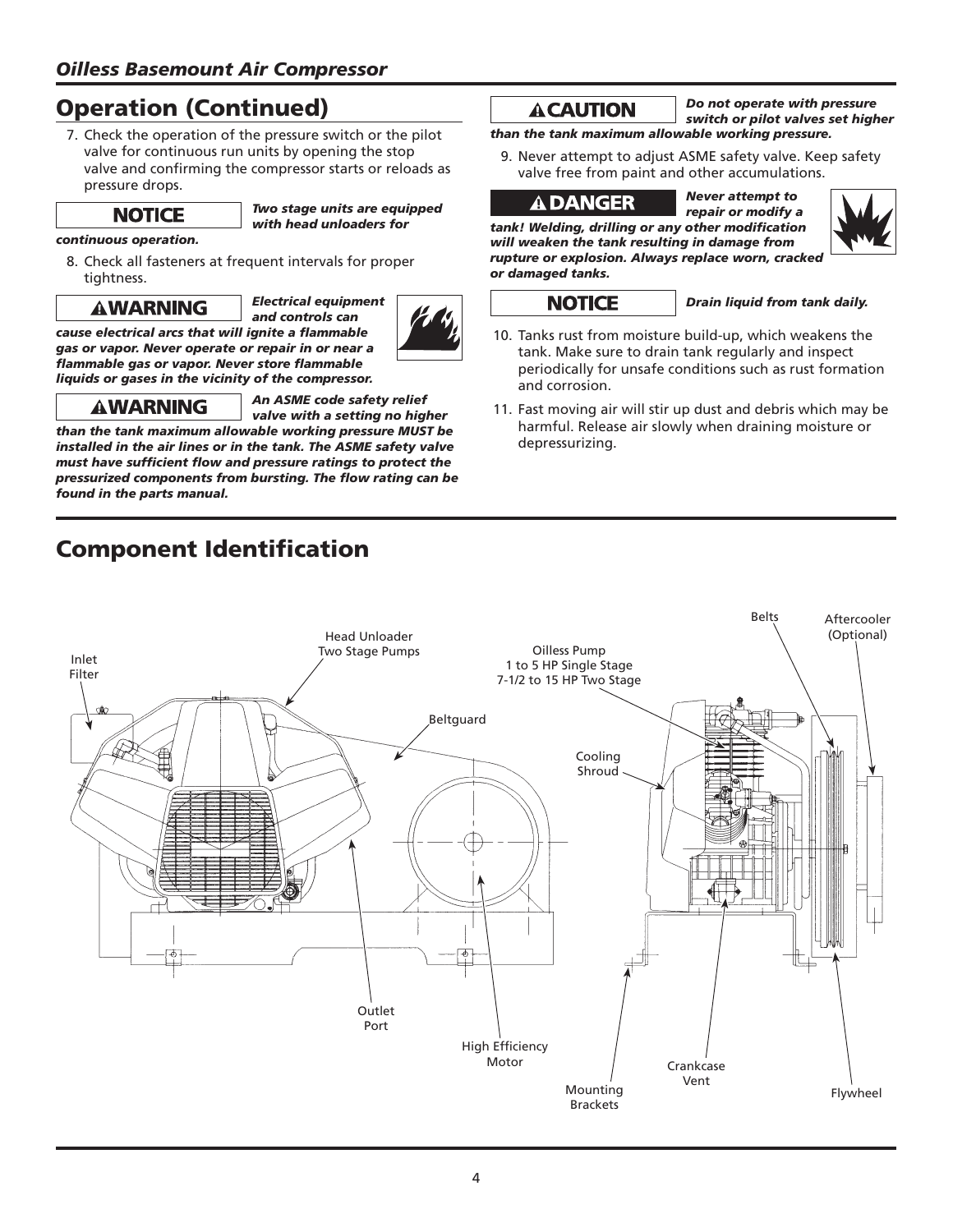## Operation (Continued)

7. Check the operation of the pressure switch or the pilot valve for continuous run units by opening the stop valve and confirming the compressor starts or reloads as pressure drops.

**NOTICE** ***Two stage units are equipped with head unloaders for continuous operation.***

8. Check all fasteners at frequent intervals for proper tightness.

**⚠WARNING** ***Electrical equipment and controls can cause electrical arcs that will ignite a flammable gas or vapor. Never operate or repair in or near a flammable gas or vapor. Never store flammable liquids or gases in the vicinity of the compressor.***

**⚠WARNING** ***An ASME code safety relief valve with a setting no higher than the tank maximum allowable working pressure MUST be installed in the air lines or in the tank. The ASME safety valve must have sufficient flow and pressure ratings to protect the pressurized components from bursting. The flow rating can be found in the parts manual.***

**⚠CAUTION** ***Do not operate with pressure switch or pilot valves set higher than the tank maximum allowable working pressure.***

9. Never attempt to adjust ASME safety valve. Keep safety valve free from paint and other accumulations.

**⚠DANGER** ***Never attempt to repair or modify a tank! Welding, drilling or any other modification will weaken the tank resulting in damage from rupture or explosion. Always replace worn, cracked or damaged tanks.***

**NOTICE** ***Drain liquid from tank daily.***

10. Tanks rust from moisture build-up, which weakens the tank. Make sure to drain tank regularly and inspect periodically for unsafe conditions such as rust formation and corrosion.
11. Fast moving air will stir up dust and debris which may be harmful. Release air slowly when draining moisture or depressurizing.

## Component Identification

Inlet Filter

Head Unloader Two Stage Pumps

Beltguard

Oilless Pump 1 to 5 HP Single Stage 7-1/2 to 15 HP Two Stage

Cooling Shroud

Belts

Aftercooler (Optional)

Outlet Port

High Efficiency Motor

Mounting Brackets

Crankcase Vent

Flywheel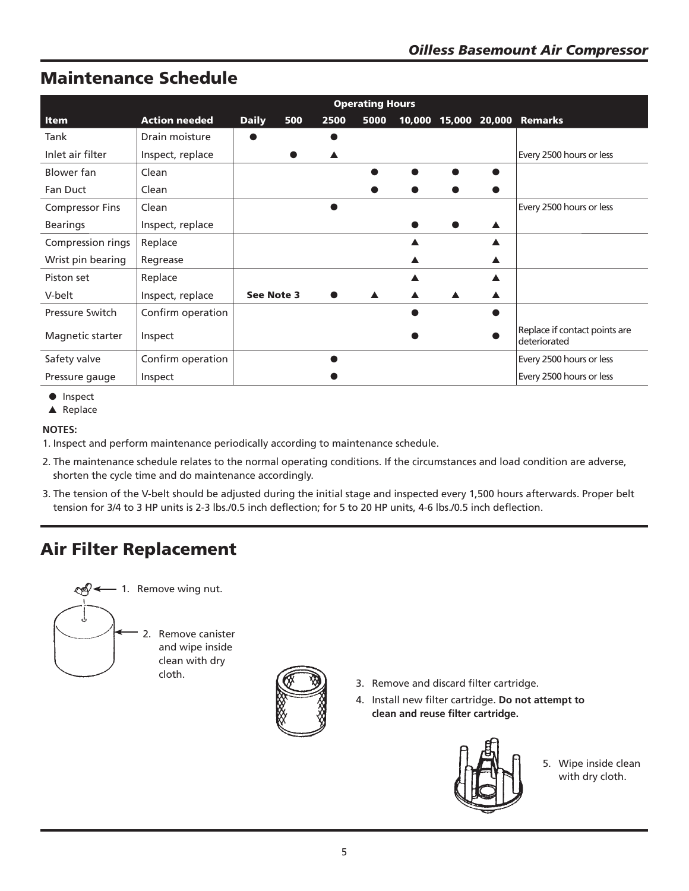## Maintenance Schedule

| Item | Action needed | Daily | 500 | 2500 | 5000 | 10,000 | 15,000 | 20,000 | Remarks |
|---|---|---|---|---|---|---|---|---|---|
| | | Operating Hours | | | | | | | |
| Tank | Drain moisture | ● | | ● | | | | | |
| Inlet air filter | Inspect, replace | | ● | ▲ | | | | | Every 2500 hours or less |
| Blower fan | Clean | | | | ● | ● | ● | ● | |
| Fan Duct | Clean | | | | ● | ● | ● | ● | |
| Compressor Fins | Clean | | | ● | | | | | Every 2500 hours or less |
| Bearings | Inspect, replace | | | | | ● | ● | ▲ | |
| Compression rings | Replace | | | | | ▲ | | ▲ | |
| Wrist pin bearing | Regrease | | | | | ▲ | | ▲ | |
| Piston set | Replace | | | | | ▲ | | ▲ | |
| V-belt | Inspect, replace | See Note 3 | | ● | ▲ | ▲ | ▲ | ▲ | |
| Pressure Switch | Confirm operation | | | | | ● | | ● | |
| Magnetic starter | Inspect | | | | | ● | | ● | Replace if contact points are deteriorated |
| Safety valve | Confirm operation | | | ● | | | | | Every 2500 hours or less |
| Pressure gauge | Inspect | | | ● | | | | | Every 2500 hours or less |

● Inspect

▲ Replace

**NOTES:**

1. Inspect and perform maintenance periodically according to maintenance schedule.
2. The maintenance schedule relates to the normal operating conditions. If the circumstances and load condition are adverse, shorten the cycle time and do maintenance accordingly.
3. The tension of the V-belt should be adjusted during the initial stage and inspected every 1,500 hours afterwards. Proper belt tension for 3/4 to 3 HP units is 2-3 lbs./0.5 inch deflection; for 5 to 20 HP units, 4-6 lbs./0.5 inch deflection.

## Air Filter Replacement

1. Remove wing nut.
2. Remove canister and wipe inside clean with dry cloth.
3. Remove and discard filter cartridge.
4. Install new filter cartridge. **Do not attempt to clean and reuse filter cartridge.**
5. Wipe inside clean with dry cloth.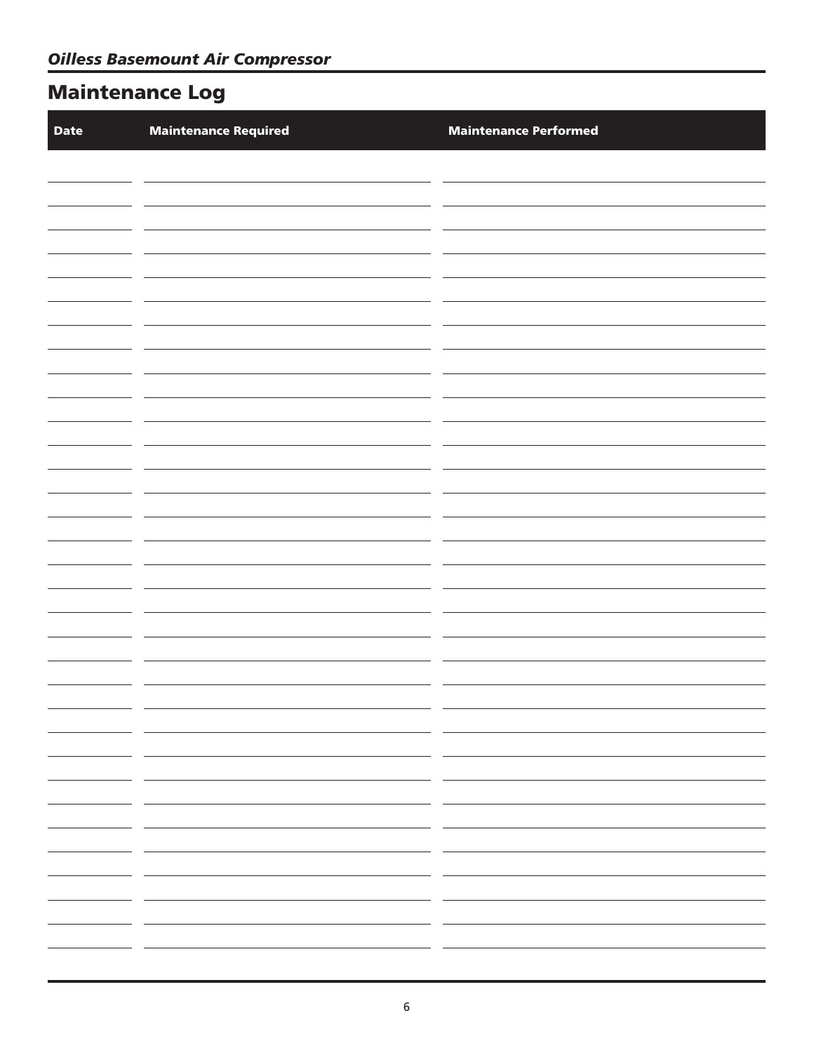## Maintenance Log

| Date | Maintenance Required | Maintenance Performed |
|---|---|---|
| | | |
| | | |
| | | |
| | | |
| | | |
| | | |
| | | |
| | | |
| | | |
| | | |
| | | |
| | | |
| | | |
| | | |
| | | |
| | | |
| | | |
| | | |
| | | |
| | | |
| | | |
| | | |
| | | |
| | | |
| | | |
| | | |
| | | |
| | | |
| | | |
| | | |
| | | |
| | | |
| | | |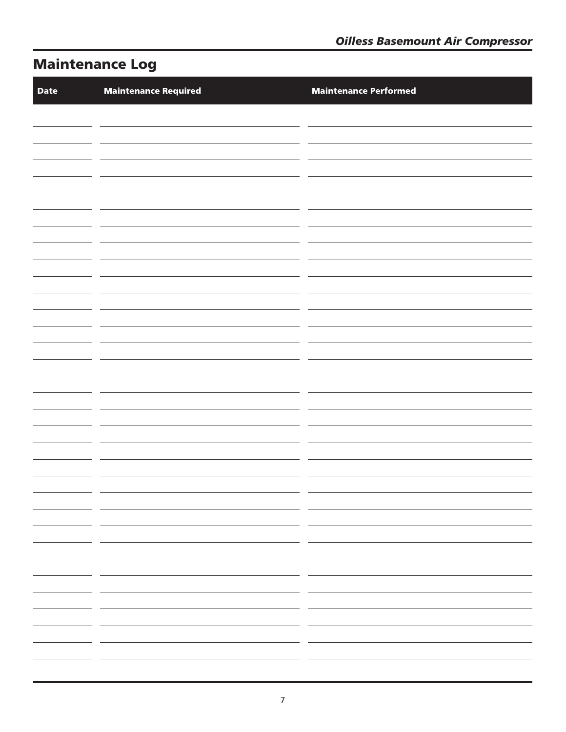## Maintenance Log

| Date | Maintenance Required | Maintenance Performed |
|---|---|---|
| | | |
| | | |
| | | |
| | | |
| | | |
| | | |
| | | |
| | | |
| | | |
| | | |
| | | |
| | | |
| | | |
| | | |
| | | |
| | | |
| | | |
| | | |
| | | |
| | | |
| | | |
| | | |
| | | |
| | | |
| | | |
| | | |
| | | |
| | | |
| | | |
| | | |
| | | |
| | | |
| | | |
| | | |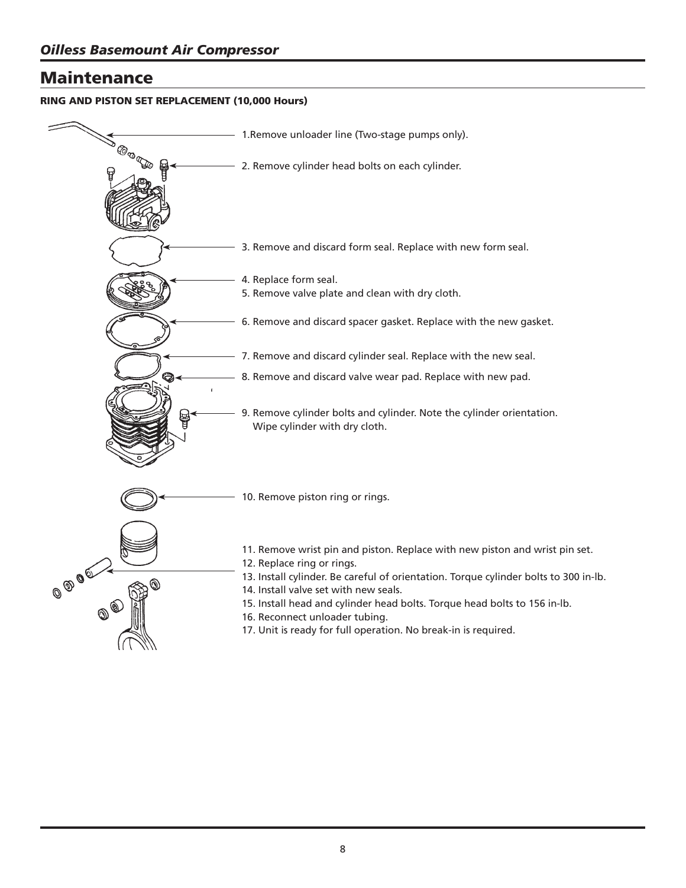## Maintenance

**RING AND PISTON SET REPLACEMENT (10,000 Hours)**

1. Remove unloader line (Two-stage pumps only).
2. Remove cylinder head bolts on each cylinder.
3. Remove and discard form seal. Replace with new form seal.
4. Replace form seal.
5. Remove valve plate and clean with dry cloth.
6. Remove and discard spacer gasket. Replace with the new gasket.
7. Remove and discard cylinder seal. Replace with the new seal.
8. Remove and discard valve wear pad. Replace with new pad.
9. Remove cylinder bolts and cylinder. Note the cylinder orientation. Wipe cylinder with dry cloth.
10. Remove piston ring or rings.
11. Remove wrist pin and piston. Replace with new piston and wrist pin set.
12. Replace ring or rings.
13. Install cylinder. Be careful of orientation. Torque cylinder bolts to 300 in-lb.
14. Install valve set with new seals.
15. Install head and cylinder head bolts. Torque head bolts to 156 in-lb.
16. Reconnect unloader tubing.
17. Unit is ready for full operation. No break-in is required.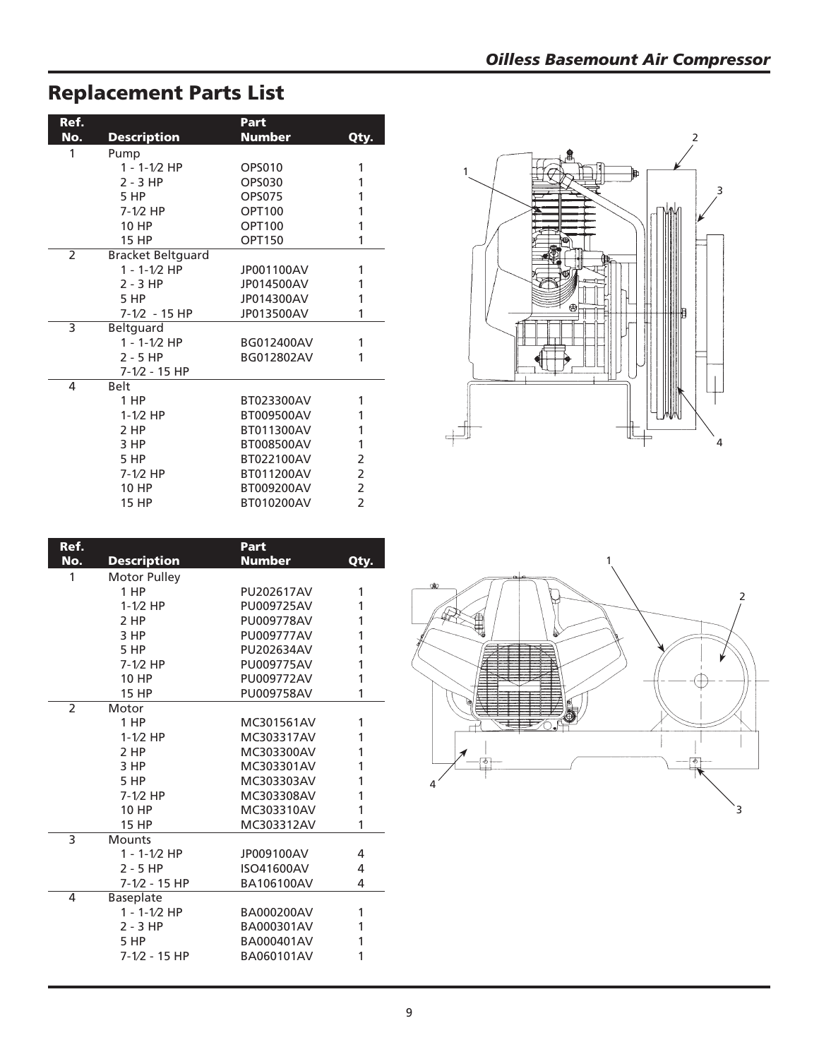## Replacement Parts List

| Ref. No. | Description | Part Number | Qty. |
|---|---|---|---|
| 1 | Pump | | |
| | 1 - 1-1⁄2 HP | OPS010 | 1 |
| | 2 - 3 HP | OPS030 | 1 |
| | 5 HP | OPS075 | 1 |
| | 7-1⁄2 HP | OPT100 | 1 |
| | 10 HP | OPT100 | 1 |
| | 15 HP | OPT150 | 1 |
| 2 | Bracket Beltguard | | |
| | 1 - 1-1⁄2 HP | JP001100AV | 1 |
| | 2 - 3 HP | JP014500AV | 1 |
| | 5 HP | JP014300AV | 1 |
| | 7-1⁄2 - 15 HP | JP013500AV | 1 |
| 3 | Beltguard | | |
| | 1 - 1-1⁄2 HP | BG012400AV | 1 |
| | 2 - 5 HP | BG012802AV | 1 |
| | 7-1⁄2 - 15 HP | | |
| 4 | Belt | | |
| | 1 HP | BT023300AV | 1 |
| | 1-1⁄2 HP | BT009500AV | 1 |
| | 2 HP | BT011300AV | 1 |
| | 3 HP | BT008500AV | 1 |
| | 5 HP | BT022100AV | 2 |
| | 7-1⁄2 HP | BT011200AV | 2 |
| | 10 HP | BT009200AV | 2 |
| | 15 HP | BT010200AV | 2 |

| Ref. No. | Description | Part Number | Qty. |
|---|---|---|---|
| 1 | Motor Pulley | | |
| | 1 HP | PU202617AV | 1 |
| | 1-1⁄2 HP | PU009725AV | 1 |
| | 2 HP | PU009778AV | 1 |
| | 3 HP | PU009777AV | 1 |
| | 5 HP | PU202634AV | 1 |
| | 7-1⁄2 HP | PU009775AV | 1 |
| | 10 HP | PU009772AV | 1 |
| | 15 HP | PU009758AV | 1 |
| 2 | Motor | | |
| | 1 HP | MC301561AV | 1 |
| | 1-1⁄2 HP | MC303317AV | 1 |
| | 2 HP | MC303300AV | 1 |
| | 3 HP | MC303301AV | 1 |
| | 5 HP | MC303303AV | 1 |
| | 7-1⁄2 HP | MC303308AV | 1 |
| | 10 HP | MC303310AV | 1 |
| | 15 HP | MC303312AV | 1 |
| 3 | Mounts | | |
| | 1 - 1-1⁄2 HP | JP009100AV | 4 |
| | 2 - 5 HP | ISO41600AV | 4 |
| | 7-1⁄2 - 15 HP | BA106100AV | 4 |
| 4 | Baseplate | | |
| | 1 - 1-1⁄2 HP | BA000200AV | 1 |
| | 2 - 3 HP | BA000301AV | 1 |
| | 5 HP | BA000401AV | 1 |
| | 7-1⁄2 - 15 HP | BA060101AV | 1 |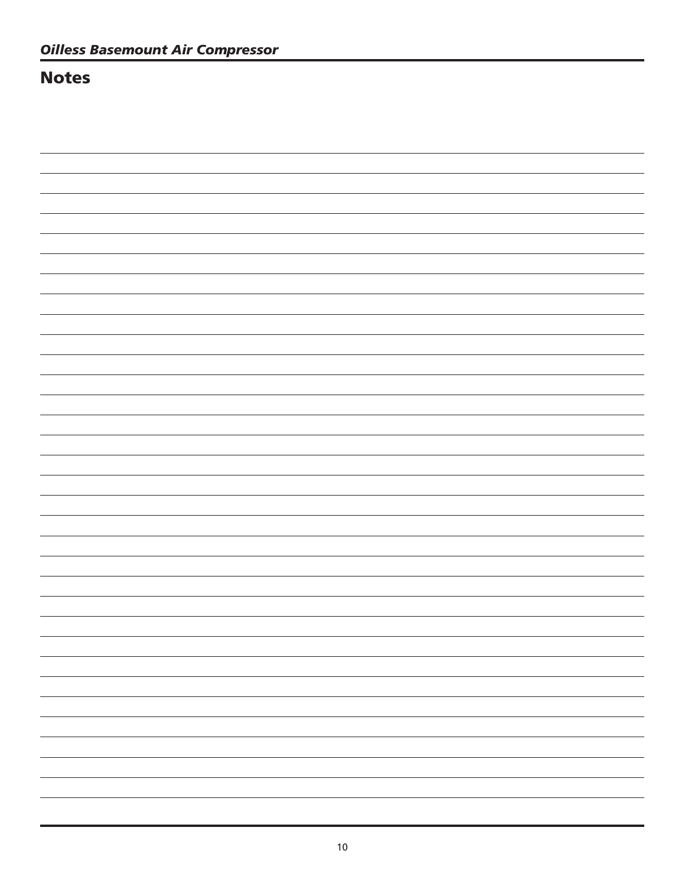## Notes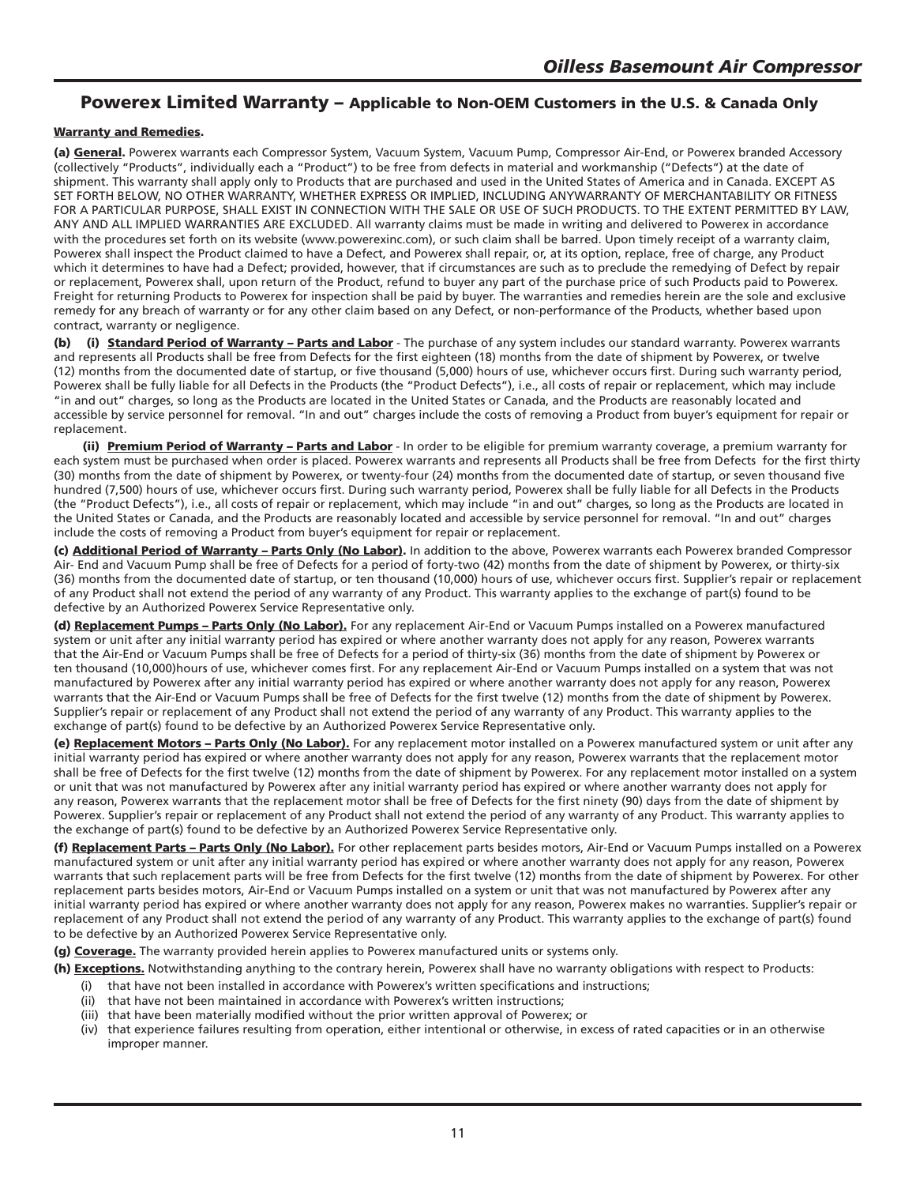## Powerex Limited Warranty – Applicable to Non-OEM Customers in the U.S. & Canada Only

**Warranty and Remedies.**

**(a) General.** Powerex warrants each Compressor System, Vacuum System, Vacuum Pump, Compressor Air-End, or Powerex branded Accessory (collectively "Products", individually each a "Product") to be free from defects in material and workmanship ("Defects") at the date of shipment. This warranty shall apply only to Products that are purchased and used in the United States of America and in Canada. EXCEPT AS SET FORTH BELOW, NO OTHER WARRANTY, WHETHER EXPRESS OR IMPLIED, INCLUDING ANYWARRANTY OF MERCHANTABILITY OR FITNESS FOR A PARTICULAR PURPOSE, SHALL EXIST IN CONNECTION WITH THE SALE OR USE OF SUCH PRODUCTS. TO THE EXTENT PERMITTED BY LAW, ANY AND ALL IMPLIED WARRANTIES ARE EXCLUDED. All warranty claims must be made in writing and delivered to Powerex in accordance with the procedures set forth on its website (www.powerexinc.com), or such claim shall be barred. Upon timely receipt of a warranty claim, Powerex shall inspect the Product claimed to have a Defect, and Powerex shall repair, or, at its option, replace, free of charge, any Product which it determines to have had a Defect; provided, however, that if circumstances are such as to preclude the remedying of Defect by repair or replacement, Powerex shall, upon return of the Product, refund to buyer any part of the purchase price of such Products paid to Powerex. Freight for returning Products to Powerex for inspection shall be paid by buyer. The warranties and remedies herein are the sole and exclusive remedy for any breach of warranty or for any other claim based on any Defect, or non-performance of the Products, whether based upon contract, warranty or negligence.

**(b) (i) Standard Period of Warranty – Parts and Labor** - The purchase of any system includes our standard warranty. Powerex warrants and represents all Products shall be free from Defects for the first eighteen (18) months from the date of shipment by Powerex, or twelve (12) months from the documented date of startup, or five thousand (5,000) hours of use, whichever occurs first. During such warranty period, Powerex shall be fully liable for all Defects in the Products (the "Product Defects"), i.e., all costs of repair or replacement, which may include "in and out" charges, so long as the Products are located in the United States or Canada, and the Products are reasonably located and accessible by service personnel for removal. "In and out" charges include the costs of removing a Product from buyer's equipment for repair or replacement.

**(ii) Premium Period of Warranty – Parts and Labor** - In order to be eligible for premium warranty coverage, a premium warranty for each system must be purchased when order is placed. Powerex warrants and represents all Products shall be free from Defects for the first thirty (30) months from the date of shipment by Powerex, or twenty-four (24) months from the documented date of startup, or seven thousand five hundred (7,500) hours of use, whichever occurs first. During such warranty period, Powerex shall be fully liable for all Defects in the Products (the "Product Defects"), i.e., all costs of repair or replacement, which may include "in and out" charges, so long as the Products are located in the United States or Canada, and the Products are reasonably located and accessible by service personnel for removal. "In and out" charges include the costs of removing a Product from buyer's equipment for repair or replacement.

**(c) Additional Period of Warranty – Parts Only (No Labor).** In addition to the above, Powerex warrants each Powerex branded Compressor Air- End and Vacuum Pump shall be free of Defects for a period of forty-two (42) months from the date of shipment by Powerex, or thirty-six (36) months from the documented date of startup, or ten thousand (10,000) hours of use, whichever occurs first. Supplier's repair or replacement of any Product shall not extend the period of any warranty of any Product. This warranty applies to the exchange of part(s) found to be defective by an Authorized Powerex Service Representative only.

**(d) Replacement Pumps – Parts Only (No Labor).** For any replacement Air-End or Vacuum Pumps installed on a Powerex manufactured system or unit after any initial warranty period has expired or where another warranty does not apply for any reason, Powerex warrants that the Air-End or Vacuum Pumps shall be free of Defects for a period of thirty-six (36) months from the date of shipment by Powerex or ten thousand (10,000)hours of use, whichever comes first. For any replacement Air-End or Vacuum Pumps installed on a system that was not manufactured by Powerex after any initial warranty period has expired or where another warranty does not apply for any reason, Powerex warrants that the Air-End or Vacuum Pumps shall be free of Defects for the first twelve (12) months from the date of shipment by Powerex. Supplier's repair or replacement of any Product shall not extend the period of any warranty of any Product. This warranty applies to the exchange of part(s) found to be defective by an Authorized Powerex Service Representative only.

**(e) Replacement Motors – Parts Only (No Labor).** For any replacement motor installed on a Powerex manufactured system or unit after any initial warranty period has expired or where another warranty does not apply for any reason, Powerex warrants that the replacement motor shall be free of Defects for the first twelve (12) months from the date of shipment by Powerex. For any replacement motor installed on a system or unit that was not manufactured by Powerex after any initial warranty period has expired or where another warranty does not apply for any reason, Powerex warrants that the replacement motor shall be free of Defects for the first ninety (90) days from the date of shipment by Powerex. Supplier's repair or replacement of any Product shall not extend the period of any warranty of any Product. This warranty applies to the exchange of part(s) found to be defective by an Authorized Powerex Service Representative only.

**(f) Replacement Parts – Parts Only (No Labor).** For other replacement parts besides motors, Air-End or Vacuum Pumps installed on a Powerex manufactured system or unit after any initial warranty period has expired or where another warranty does not apply for any reason, Powerex warrants that such replacement parts will be free from Defects for the first twelve (12) months from the date of shipment by Powerex. For other replacement parts besides motors, Air-End or Vacuum Pumps installed on a system or unit that was not manufactured by Powerex after any initial warranty period has expired or where another warranty does not apply for any reason, Powerex makes no warranties. Supplier's repair or replacement of any Product shall not extend the period of any warranty of any Product. This warranty applies to the exchange of part(s) found to be defective by an Authorized Powerex Service Representative only.

**(g) Coverage.** The warranty provided herein applies to Powerex manufactured units or systems only.

**(h) Exceptions.** Notwithstanding anything to the contrary herein, Powerex shall have no warranty obligations with respect to Products:

(i) that have not been installed in accordance with Powerex's written specifications and instructions;
(ii) that have not been maintained in accordance with Powerex's written instructions;
(iii) that have been materially modified without the prior written approval of Powerex; or
(iv) that experience failures resulting from operation, either intentional or otherwise, in excess of rated capacities or in an otherwise improper manner.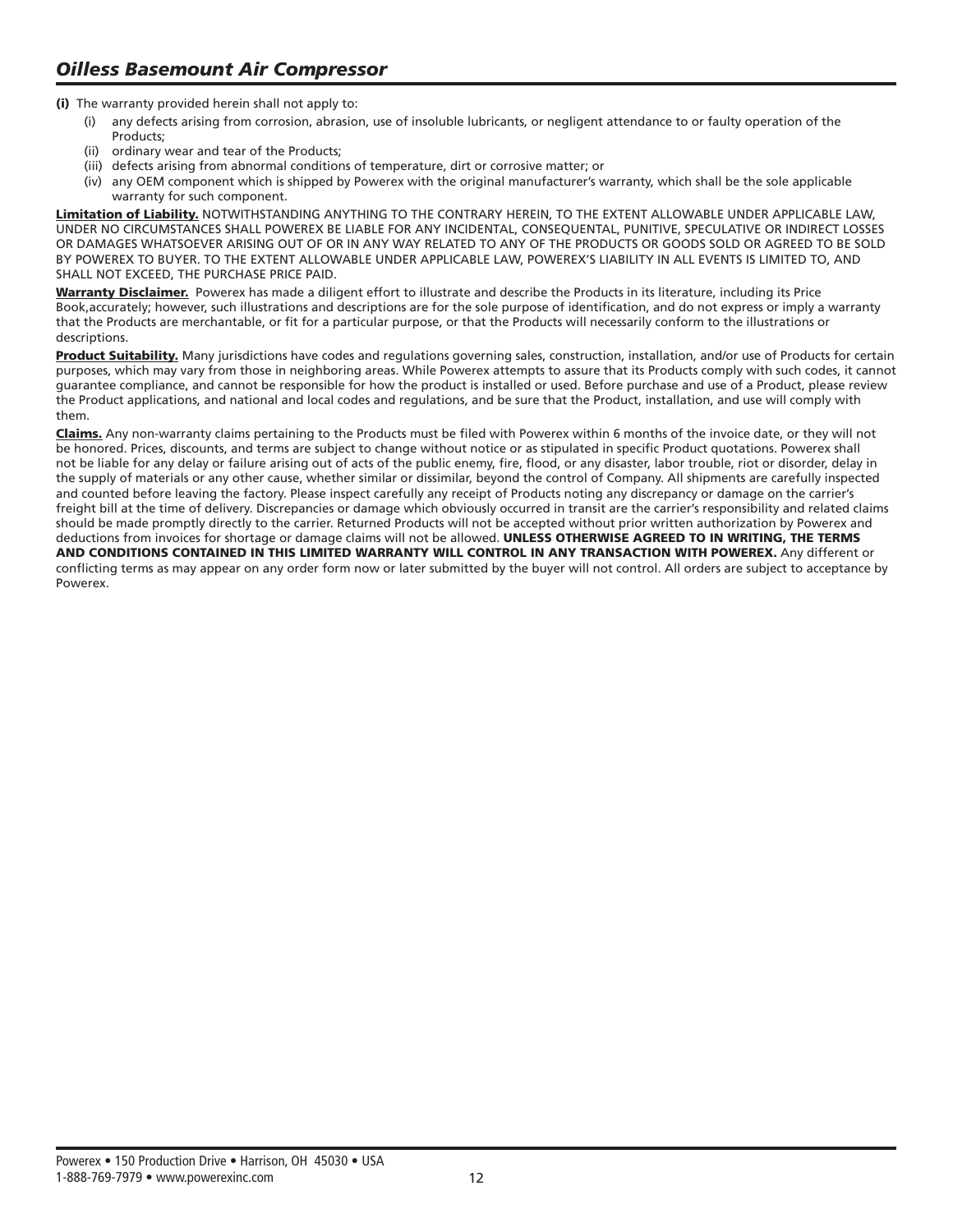**(i)** The warranty provided herein shall not apply to:

(i) any defects arising from corrosion, abrasion, use of insoluble lubricants, or negligent attendance to or faulty operation of the Products;

(ii) ordinary wear and tear of the Products;

(iii) defects arising from abnormal conditions of temperature, dirt or corrosive matter; or

(iv) any OEM component which is shipped by Powerex with the original manufacturer's warranty, which shall be the sole applicable warranty for such component.

**Limitation of Liability.** NOTWITHSTANDING ANYTHING TO THE CONTRARY HEREIN, TO THE EXTENT ALLOWABLE UNDER APPLICABLE LAW, UNDER NO CIRCUMSTANCES SHALL POWEREX BE LIABLE FOR ANY INCIDENTAL, CONSEQUENTAL, PUNITIVE, SPECULATIVE OR INDIRECT LOSSES OR DAMAGES WHATSOEVER ARISING OUT OF OR IN ANY WAY RELATED TO ANY OF THE PRODUCTS OR GOODS SOLD OR AGREED TO BE SOLD BY POWEREX TO BUYER. TO THE EXTENT ALLOWABLE UNDER APPLICABLE LAW, POWEREX'S LIABILITY IN ALL EVENTS IS LIMITED TO, AND SHALL NOT EXCEED, THE PURCHASE PRICE PAID.

**Warranty Disclaimer.** Powerex has made a diligent effort to illustrate and describe the Products in its literature, including its Price Book,accurately; however, such illustrations and descriptions are for the sole purpose of identification, and do not express or imply a warranty that the Products are merchantable, or fit for a particular purpose, or that the Products will necessarily conform to the illustrations or descriptions.

**Product Suitability.** Many jurisdictions have codes and regulations governing sales, construction, installation, and/or use of Products for certain purposes, which may vary from those in neighboring areas. While Powerex attempts to assure that its Products comply with such codes, it cannot guarantee compliance, and cannot be responsible for how the product is installed or used. Before purchase and use of a Product, please review the Product applications, and national and local codes and regulations, and be sure that the Product, installation, and use will comply with them.

**Claims.** Any non-warranty claims pertaining to the Products must be filed with Powerex within 6 months of the invoice date, or they will not be honored. Prices, discounts, and terms are subject to change without notice or as stipulated in specific Product quotations. Powerex shall not be liable for any delay or failure arising out of acts of the public enemy, fire, flood, or any disaster, labor trouble, riot or disorder, delay in the supply of materials or any other cause, whether similar or dissimilar, beyond the control of Company. All shipments are carefully inspected and counted before leaving the factory. Please inspect carefully any receipt of Products noting any discrepancy or damage on the carrier's freight bill at the time of delivery. Discrepancies or damage which obviously occurred in transit are the carrier's responsibility and related claims should be made promptly directly to the carrier. Returned Products will not be accepted without prior written authorization by Powerex and deductions from invoices for shortage or damage claims will not be allowed. **UNLESS OTHERWISE AGREED TO IN WRITING, THE TERMS AND CONDITIONS CONTAINED IN THIS LIMITED WARRANTY WILL CONTROL IN ANY TRANSACTION WITH POWEREX.** Any different or conflicting terms as may appear on any order form now or later submitted by the buyer will not control. All orders are subject to acceptance by Powerex.